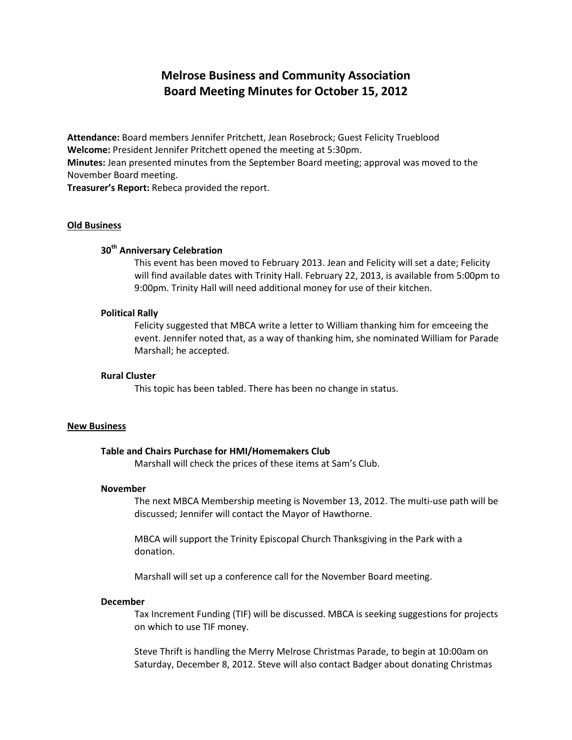# Melrose Business and Community Association
# Board Meeting Minutes for October 15, 2012

**Attendance:** Board members Jennifer Pritchett, Jean Rosebrock; Guest Felicity Trueblood
**Welcome:** President Jennifer Pritchett opened the meeting at 5:30pm.
**Minutes:** Jean presented minutes from the September Board meeting; approval was moved to the November Board meeting.
**Treasurer's Report:** Rebeca provided the report.

## Old Business

### 30th Anniversary Celebration

This event has been moved to February 2013. Jean and Felicity will set a date; Felicity will find available dates with Trinity Hall. February 22, 2013, is available from 5:00pm to 9:00pm. Trinity Hall will need additional money for use of their kitchen.

### Political Rally

Felicity suggested that MBCA write a letter to William thanking him for emceeing the event. Jennifer noted that, as a way of thanking him, she nominated William for Parade Marshall; he accepted.

### Rural Cluster

This topic has been tabled. There has been no change in status.

## New Business

### Table and Chairs Purchase for HMI/Homemakers Club

Marshall will check the prices of these items at Sam's Club.

### November

The next MBCA Membership meeting is November 13, 2012. The multi-use path will be discussed; Jennifer will contact the Mayor of Hawthorne.

MBCA will support the Trinity Episcopal Church Thanksgiving in the Park with a donation.

Marshall will set up a conference call for the November Board meeting.

### December

Tax Increment Funding (TIF) will be discussed. MBCA is seeking suggestions for projects on which to use TIF money.

Steve Thrift is handling the Merry Melrose Christmas Parade, to begin at 10:00am on Saturday, December 8, 2012. Steve will also contact Badger about donating Christmas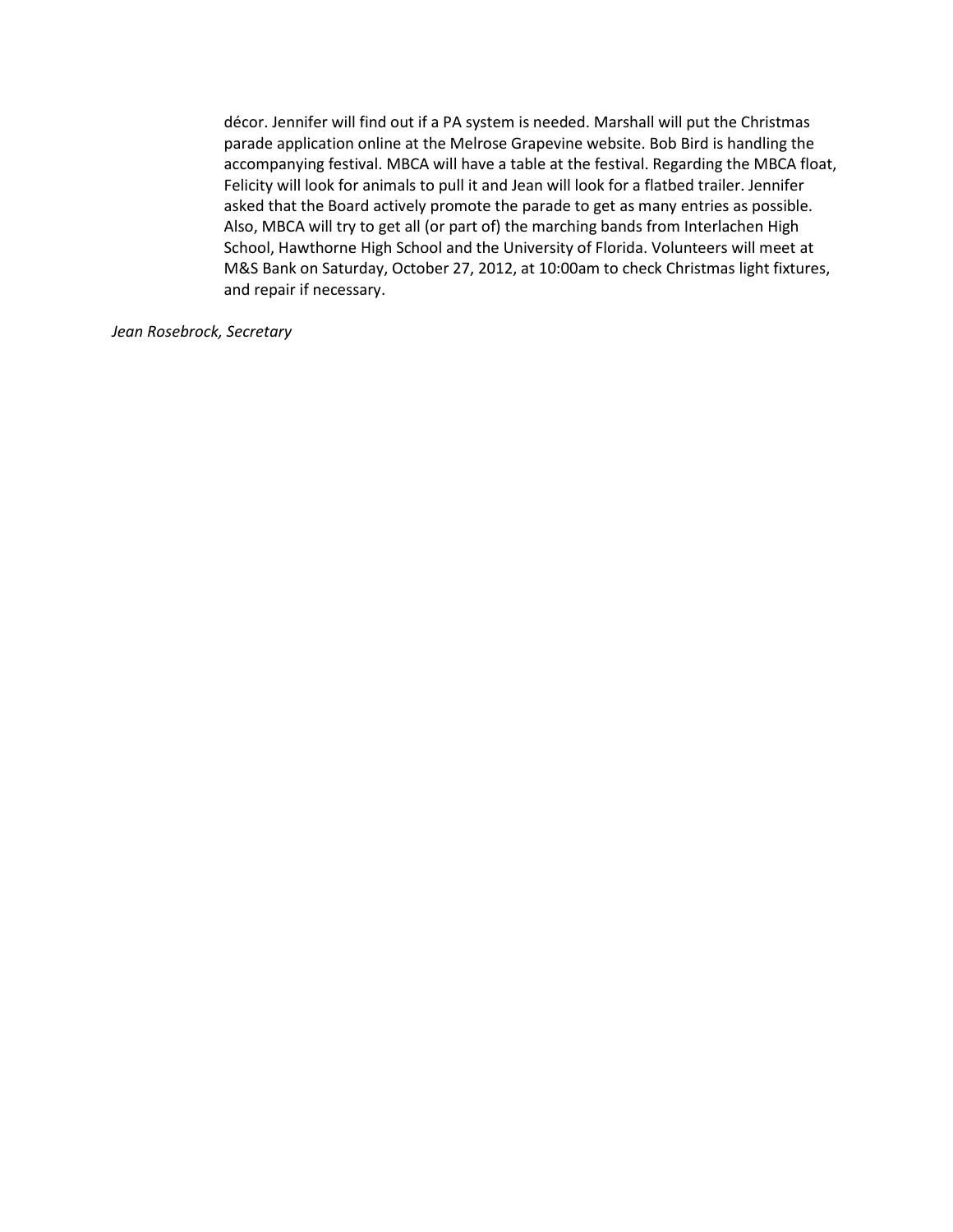décor. Jennifer will find out if a PA system is needed. Marshall will put the Christmas parade application online at the Melrose Grapevine website. Bob Bird is handling the accompanying festival. MBCA will have a table at the festival. Regarding the MBCA float, Felicity will look for animals to pull it and Jean will look for a flatbed trailer. Jennifer asked that the Board actively promote the parade to get as many entries as possible. Also, MBCA will try to get all (or part of) the marching bands from Interlachen High School, Hawthorne High School and the University of Florida. Volunteers will meet at M&S Bank on Saturday, October 27, 2012, at 10:00am to check Christmas light fixtures, and repair if necessary.

*Jean Rosebrock, Secretary*